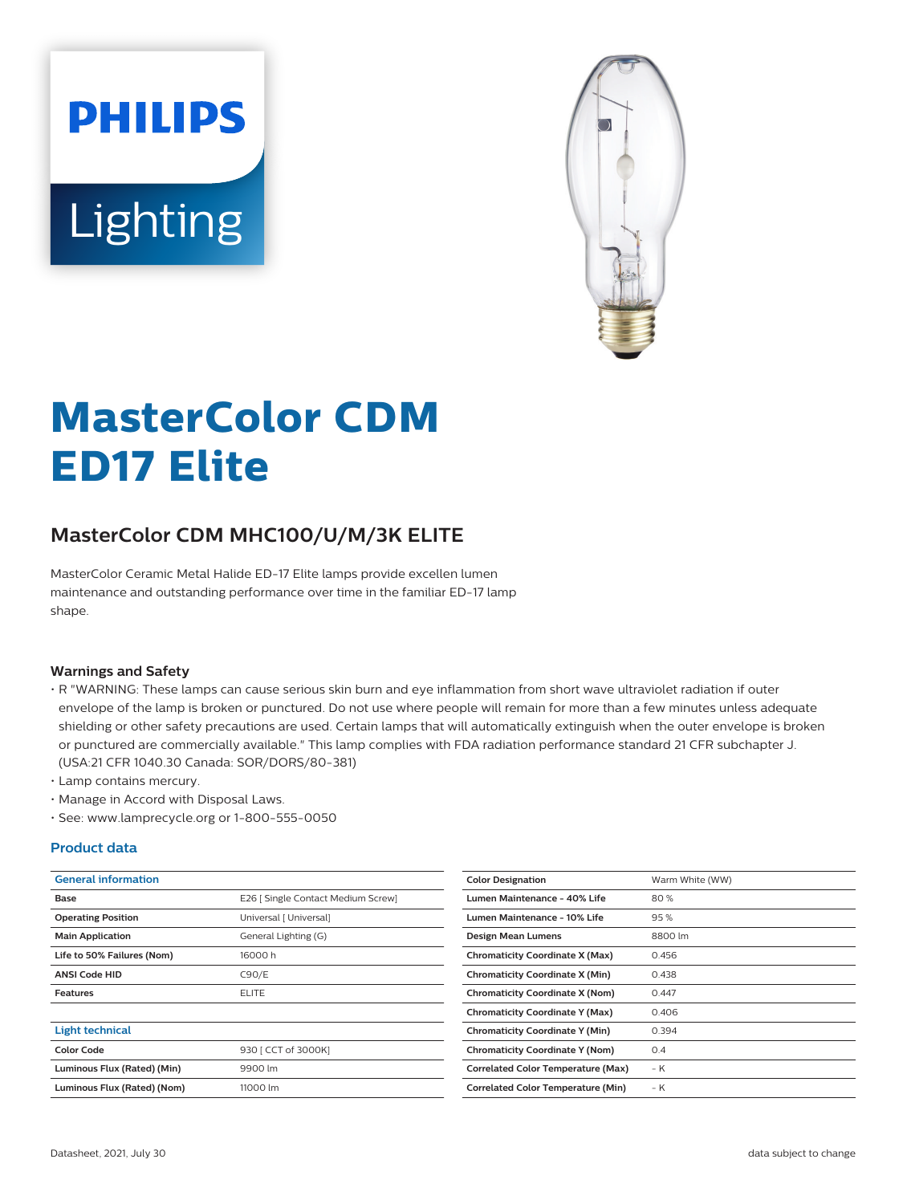PHILIPS

Lighting

# MasterColor CDM ED17 Elite

## MasterColor CDM MHC100/U/M/3K ELITE

MasterColor Ceramic Metal Halide ED-17 Elite lamps provide excellen lumen maintenance and outstanding performance over time in the familiar ED-17 lamp shape.

### Warnings and Safety

- R "WARNING: These lamps can cause serious skin burn and eye inflammation from short wave ultraviolet radiation if outer envelope of the lamp is broken or punctured. Do not use where people will remain for more than a few minutes unless adequate shielding or other safety precautions are used. Certain lamps that will automatically extinguish when the outer envelope is broken or punctured are commercially available." This lamp complies with FDA radiation performance standard 21 CFR subchapter J. (USA:21 CFR 1040.30 Canada: SOR/DORS/80-381)
- Lamp contains mercury.
- Manage in Accord with Disposal Laws.
- See: www.lamprecycle.org or 1-800-555-0050

### Product data

| General information | |
|---|---|
| Base | E26 [ Single Contact Medium Screw] |
| Operating Position | Universal [ Universal] |
| Main Application | General Lighting (G) |
| Life to 50% Failures (Nom) | 16000 h |
| ANSI Code HID | C90/E |
| Features | ELITE |

| Light technical | |
|---|---|
| Color Code | 930 [ CCT of 3000K] |
| Luminous Flux (Rated) (Min) | 9900 lm |
| Luminous Flux (Rated) (Nom) | 11000 lm |
| Color Designation | Warm White (WW) |
| Lumen Maintenance - 40% Life | 80 % |
| Lumen Maintenance - 10% Life | 95 % |
| Design Mean Lumens | 8800 lm |
| Chromaticity Coordinate X (Max) | 0.456 |
| Chromaticity Coordinate X (Min) | 0.438 |
| Chromaticity Coordinate X (Nom) | 0.447 |
| Chromaticity Coordinate Y (Max) | 0.406 |
| Chromaticity Coordinate Y (Min) | 0.394 |
| Chromaticity Coordinate Y (Nom) | 0.4 |
| Correlated Color Temperature (Max) | - K |
| Correlated Color Temperature (Min) | - K |

Datasheet, 2021, July 30 data subject to change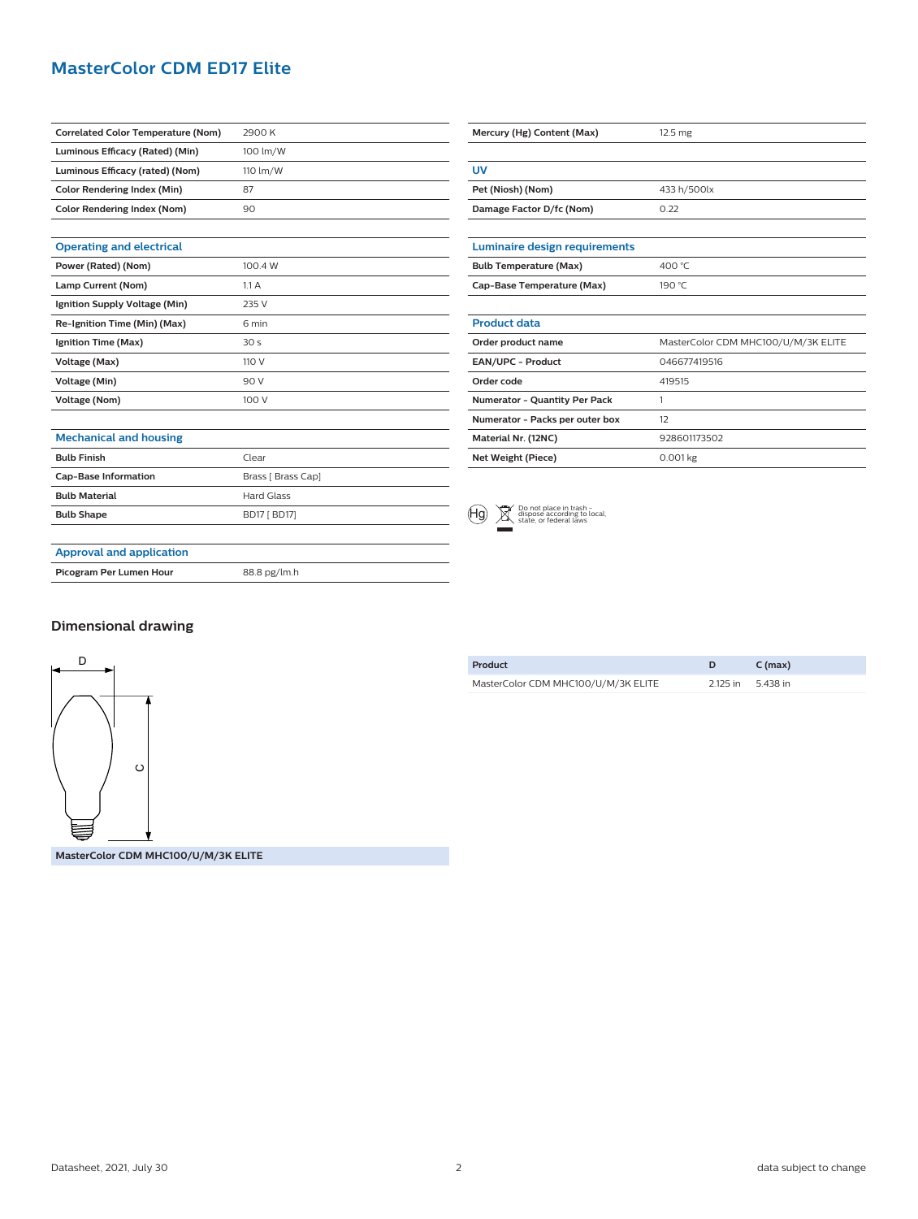# MasterColor CDM ED17 Elite

| Correlated Color Temperature (Nom) | 2900 K |
|---|---|
| Luminous Efficacy (Rated) (Min) | 100 lm/W |
| Luminous Efficacy (rated) (Nom) | 110 lm/W |
| Color Rendering Index (Min) | 87 |
| Color Rendering Index (Nom) | 90 |

## Operating and electrical

| Power (Rated) (Nom) | 100.4 W |
|---|---|
| Lamp Current (Nom) | 1.1 A |
| Ignition Supply Voltage (Min) | 235 V |
| Re-Ignition Time (Min) (Max) | 6 min |
| Ignition Time (Max) | 30 s |
| Voltage (Max) | 110 V |
| Voltage (Min) | 90 V |
| Voltage (Nom) | 100 V |

## Mechanical and housing

| Bulb Finish | Clear |
|---|---|
| Cap-Base Information | Brass [ Brass Cap] |
| Bulb Material | Hard Glass |
| Bulb Shape | BD17 [ BD17] |

## Approval and application

| Picogram Per Lumen Hour | 88.8 pg/lm.h |
|---|---|

| Mercury (Hg) Content (Max) | 12.5 mg |
|---|---|

## UV

| Pet (Niosh) (Nom) | 433 h/500lx |
|---|---|
| Damage Factor D/fc (Nom) | 0.22 |

## Luminaire design requirements

| Bulb Temperature (Max) | 400 °C |
|---|---|
| Cap-Base Temperature (Max) | 190 °C |

## Product data

| Order product name | MasterColor CDM MHC100/U/M/3K ELITE |
|---|---|
| EAN/UPC - Product | 046677419516 |
| Order code | 419515 |
| Numerator - Quantity Per Pack | 1 |
| Numerator - Packs per outer box | 12 |
| Material Nr. (12NC) | 928601173502 |
| Net Weight (Piece) | 0.001 kg |

Hg — Do not place in trash - dispose according to local, state, or federal laws

## Dimensional drawing

D

C

MasterColor CDM MHC100/U/M/3K ELITE

| Product | D | C (max) |
|---|---|---|
| MasterColor CDM MHC100/U/M/3K ELITE | 2.125 in | 5.438 in |

Datasheet, 2021, July 30

data subject to change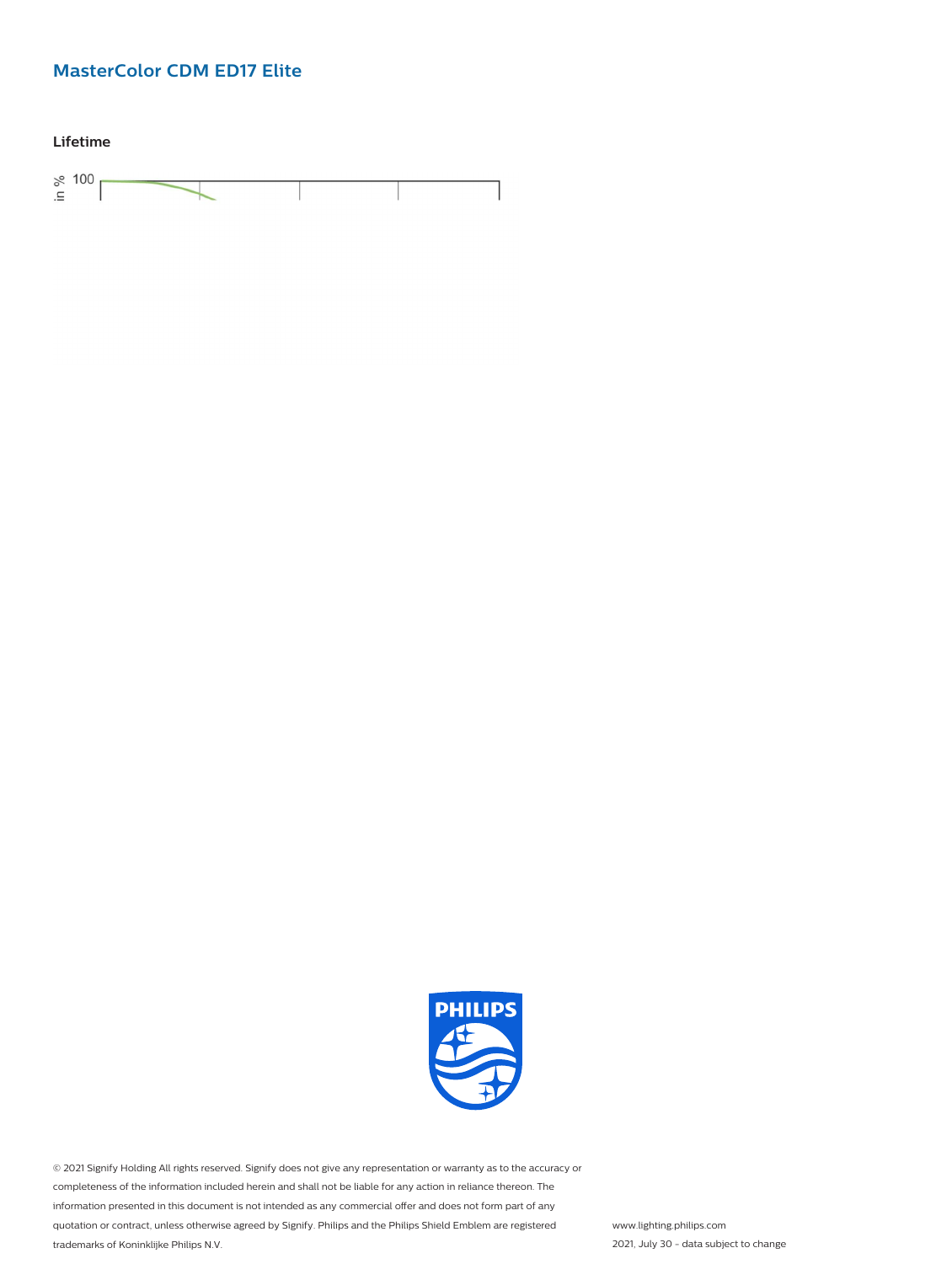## MasterColor CDM ED17 Elite

### Lifetime

in %
100

© 2021 Signify Holding All rights reserved. Signify does not give any representation or warranty as to the accuracy or completeness of the information included herein and shall not be liable for any action in reliance thereon. The information presented in this document is not intended as any commercial offer and does not form part of any quotation or contract, unless otherwise agreed by Signify. Philips and the Philips Shield Emblem are registered trademarks of Koninklijke Philips N.V.

www.lighting.philips.com

2021, July 30 - data subject to change